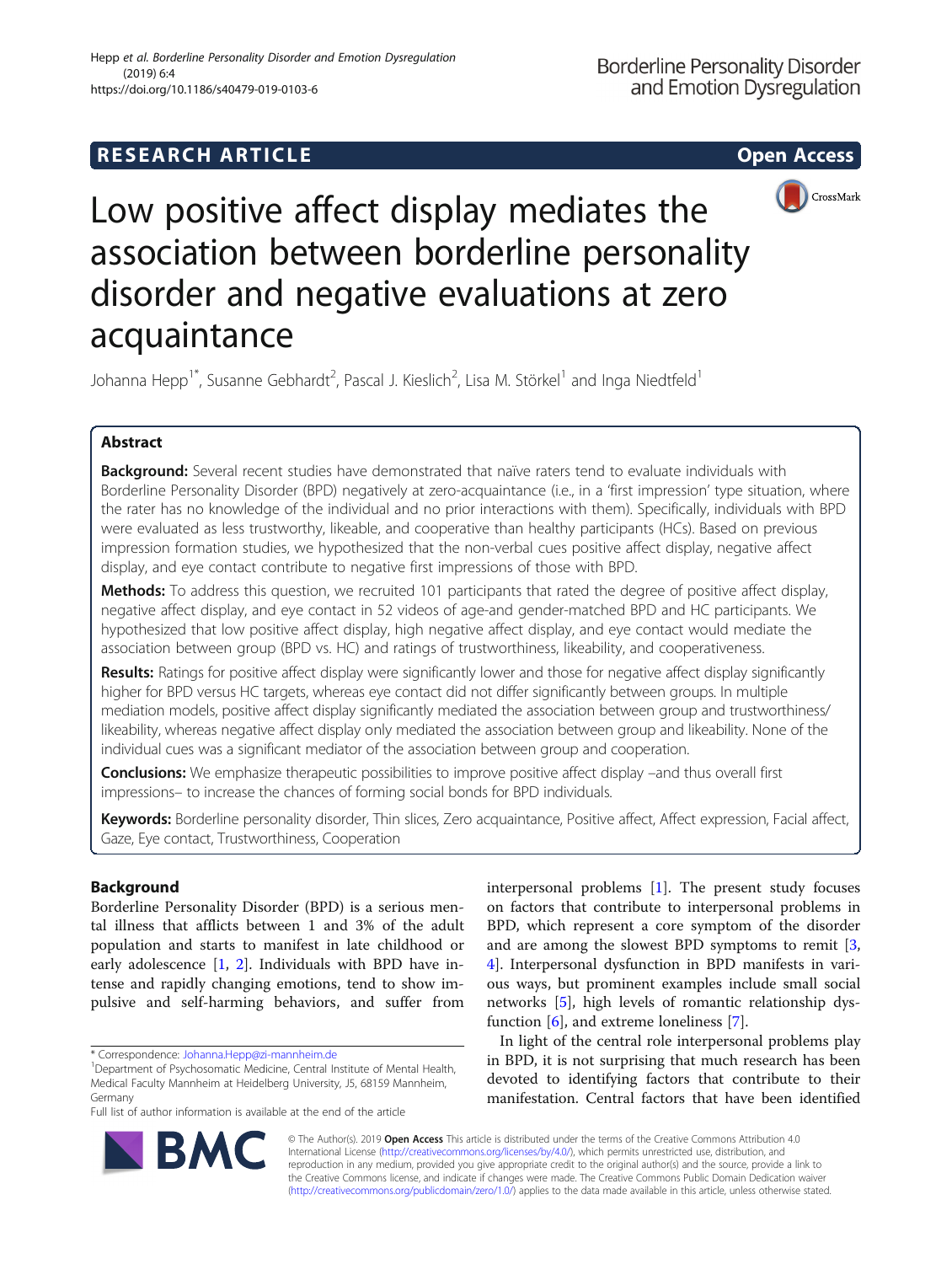RESEARCH ARTICLE

Open Access

# Low positive affect display mediates the association between borderline personality disorder and negative evaluations at zero acquaintance

Johanna Hepp[1*], Susanne Gebhardt[2], Pascal J. Kieslich[2], Lisa M. Störkel[1] and Inga Niedtfeld[1]

## Abstract

**Background:** Several recent studies have demonstrated that naïve raters tend to evaluate individuals with Borderline Personality Disorder (BPD) negatively at zero-acquaintance (i.e., in a 'first impression' type situation, where the rater has no knowledge of the individual and no prior interactions with them). Specifically, individuals with BPD were evaluated as less trustworthy, likeable, and cooperative than healthy participants (HCs). Based on previous impression formation studies, we hypothesized that the non-verbal cues positive affect display, negative affect display, and eye contact contribute to negative first impressions of those with BPD.

**Methods:** To address this question, we recruited 101 participants that rated the degree of positive affect display, negative affect display, and eye contact in 52 videos of age-and gender-matched BPD and HC participants. We hypothesized that low positive affect display, high negative affect display, and eye contact would mediate the association between group (BPD vs. HC) and ratings of trustworthiness, likeability, and cooperativeness.

**Results:** Ratings for positive affect display were significantly lower and those for negative affect display significantly higher for BPD versus HC targets, whereas eye contact did not differ significantly between groups. In multiple mediation models, positive affect display significantly mediated the association between group and trustworthiness/likeability, whereas negative affect display only mediated the association between group and likeability. None of the individual cues was a significant mediator of the association between group and cooperation.

**Conclusions:** We emphasize therapeutic possibilities to improve positive affect display –and thus overall first impressions– to increase the chances of forming social bonds for BPD individuals.

**Keywords:** Borderline personality disorder, Thin slices, Zero acquaintance, Positive affect, Affect expression, Facial affect, Gaze, Eye contact, Trustworthiness, Cooperation

## Background

Borderline Personality Disorder (BPD) is a serious mental illness that afflicts between 1 and 3% of the adult population and starts to manifest in late childhood or early adolescence [1, 2]. Individuals with BPD have intense and rapidly changing emotions, tend to show impulsive and self-harming behaviors, and suffer from interpersonal problems [1]. The present study focuses on factors that contribute to interpersonal problems in BPD, which represent a core symptom of the disorder and are among the slowest BPD symptoms to remit [3, 4]. Interpersonal dysfunction in BPD manifests in various ways, but prominent examples include small social networks [5], high levels of romantic relationship dysfunction [6], and extreme loneliness [7].

In light of the central role interpersonal problems play in BPD, it is not surprising that much research has been devoted to identifying factors that contribute to their manifestation. Central factors that have been identified

\* Correspondence: Johanna.Hepp@zi-mannheim.de
[1]Department of Psychosomatic Medicine, Central Institute of Mental Health, Medical Faculty Mannheim at Heidelberg University, J5, 68159 Mannheim, Germany
Full list of author information is available at the end of the article

© The Author(s). 2019 **Open Access** This article is distributed under the terms of the Creative Commons Attribution 4.0 International License (http://creativecommons.org/licenses/by/4.0/), which permits unrestricted use, distribution, and reproduction in any medium, provided you give appropriate credit to the original author(s) and the source, provide a link to the Creative Commons license, and indicate if changes were made. The Creative Commons Public Domain Dedication waiver (http://creativecommons.org/publicdomain/zero/1.0/) applies to the data made available in this article, unless otherwise stated.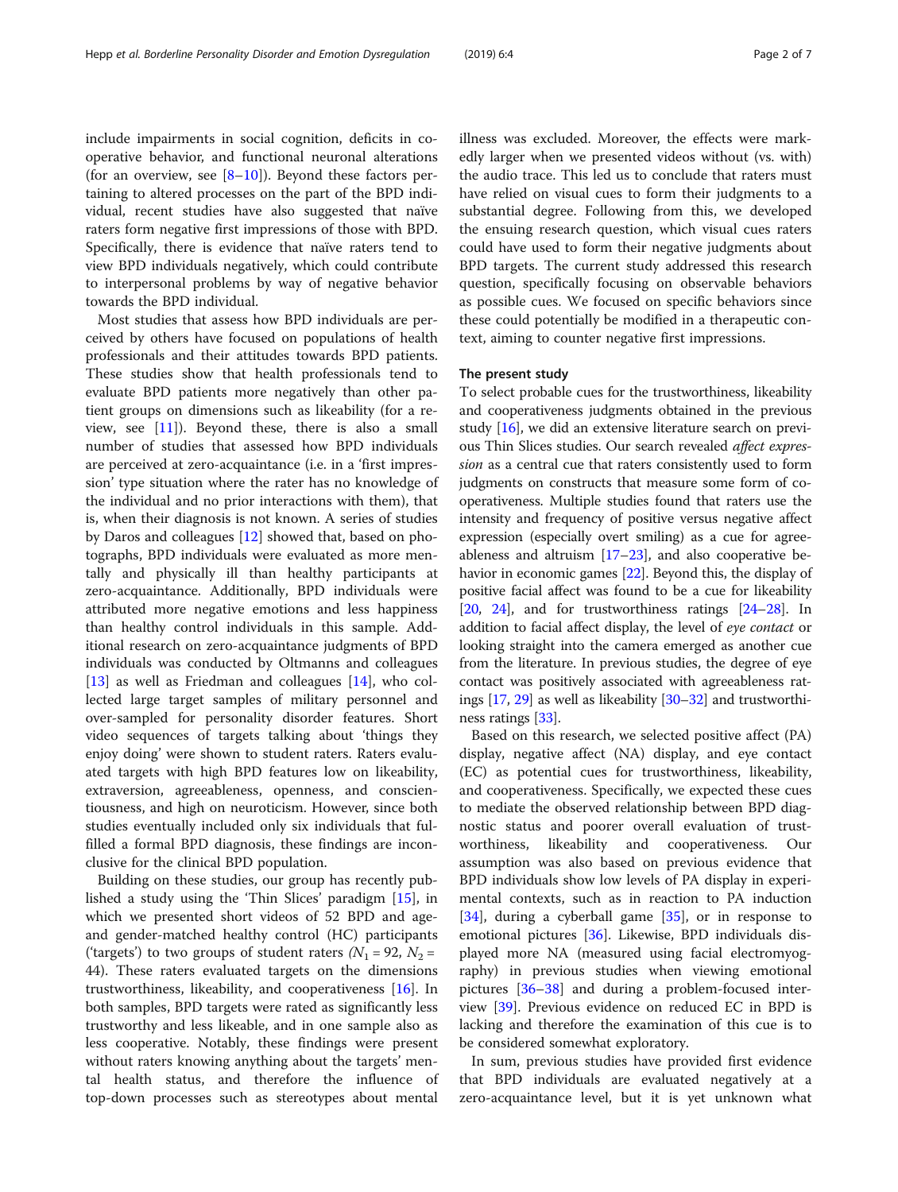include impairments in social cognition, deficits in cooperative behavior, and functional neuronal alterations (for an overview, see [8–10]). Beyond these factors pertaining to altered processes on the part of the BPD individual, recent studies have also suggested that naïve raters form negative first impressions of those with BPD. Specifically, there is evidence that naïve raters tend to view BPD individuals negatively, which could contribute to interpersonal problems by way of negative behavior towards the BPD individual.

Most studies that assess how BPD individuals are perceived by others have focused on populations of health professionals and their attitudes towards BPD patients. These studies show that health professionals tend to evaluate BPD patients more negatively than other patient groups on dimensions such as likeability (for a review, see [11]). Beyond these, there is also a small number of studies that assessed how BPD individuals are perceived at zero-acquaintance (i.e. in a 'first impression' type situation where the rater has no knowledge of the individual and no prior interactions with them), that is, when their diagnosis is not known. A series of studies by Daros and colleagues [12] showed that, based on photographs, BPD individuals were evaluated as more mentally and physically ill than healthy participants at zero-acquaintance. Additionally, BPD individuals were attributed more negative emotions and less happiness than healthy control individuals in this sample. Additional research on zero-acquaintance judgments of BPD individuals was conducted by Oltmanns and colleagues [13] as well as Friedman and colleagues [14], who collected large target samples of military personnel and over-sampled for personality disorder features. Short video sequences of targets talking about 'things they enjoy doing' were shown to student raters. Raters evaluated targets with high BPD features low on likeability, extraversion, agreeableness, openness, and conscientiousness, and high on neuroticism. However, since both studies eventually included only six individuals that fulfilled a formal BPD diagnosis, these findings are inconclusive for the clinical BPD population.

Building on these studies, our group has recently published a study using the 'Thin Slices' paradigm [15], in which we presented short videos of 52 BPD and age- and gender-matched healthy control (HC) participants ('targets') to two groups of student raters ($N_1 = 92$, $N_2 = 44$). These raters evaluated targets on the dimensions trustworthiness, likeability, and cooperativeness [16]. In both samples, BPD targets were rated as significantly less trustworthy and less likeable, and in one sample also as less cooperative. Notably, these findings were present without raters knowing anything about the targets' mental health status, and therefore the influence of top-down processes such as stereotypes about mental illness was excluded. Moreover, the effects were markedly larger when we presented videos without (vs. with) the audio trace. This led us to conclude that raters must have relied on visual cues to form their judgments to a substantial degree. Following from this, we developed the ensuing research question, which visual cues raters could have used to form their negative judgments about BPD targets. The current study addressed this research question, specifically focusing on observable behaviors as possible cues. We focused on specific behaviors since these could potentially be modified in a therapeutic context, aiming to counter negative first impressions.

## The present study

To select probable cues for the trustworthiness, likeability and cooperativeness judgments obtained in the previous study [16], we did an extensive literature search on previous Thin Slices studies. Our search revealed *affect expression* as a central cue that raters consistently used to form judgments on constructs that measure some form of cooperativeness. Multiple studies found that raters use the intensity and frequency of positive versus negative affect expression (especially overt smiling) as a cue for agreeableness and altruism [17–23], and also cooperative behavior in economic games [22]. Beyond this, the display of positive facial affect was found to be a cue for likeability [20, 24], and for trustworthiness ratings [24–28]. In addition to facial affect display, the level of *eye contact* or looking straight into the camera emerged as another cue from the literature. In previous studies, the degree of eye contact was positively associated with agreeableness ratings [17, 29] as well as likeability [30–32] and trustworthiness ratings [33].

Based on this research, we selected positive affect (PA) display, negative affect (NA) display, and eye contact (EC) as potential cues for trustworthiness, likeability, and cooperativeness. Specifically, we expected these cues to mediate the observed relationship between BPD diagnostic status and poorer overall evaluation of trustworthiness, likeability and cooperativeness. Our assumption was also based on previous evidence that BPD individuals show low levels of PA display in experimental contexts, such as in reaction to PA induction [34], during a cyberball game [35], or in response to emotional pictures [36]. Likewise, BPD individuals displayed more NA (measured using facial electromyography) in previous studies when viewing emotional pictures [36–38] and during a problem-focused interview [39]. Previous evidence on reduced EC in BPD is lacking and therefore the examination of this cue is to be considered somewhat exploratory.

In sum, previous studies have provided first evidence that BPD individuals are evaluated negatively at a zero-acquaintance level, but it is yet unknown what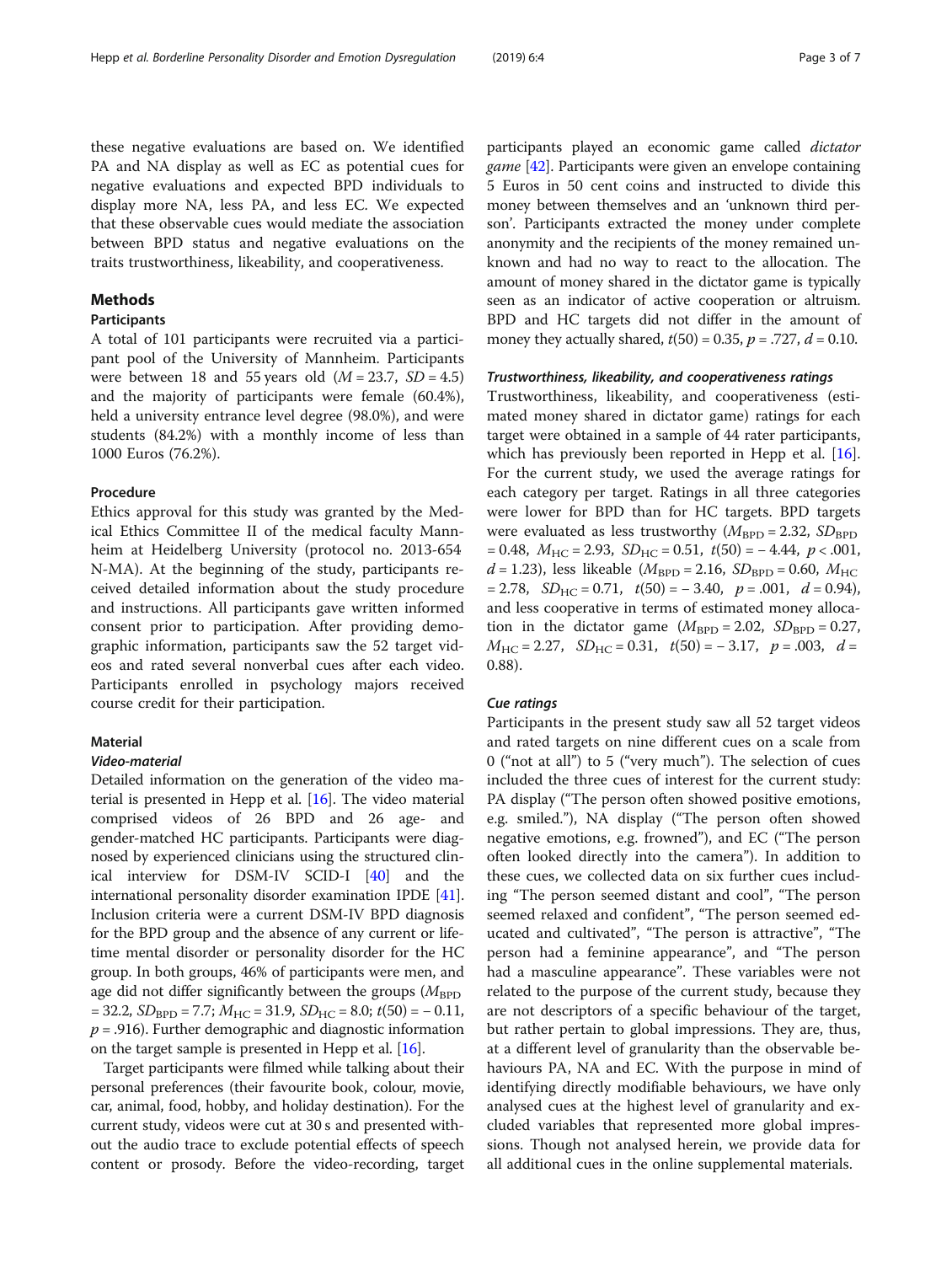these negative evaluations are based on. We identified PA and NA display as well as EC as potential cues for negative evaluations and expected BPD individuals to display more NA, less PA, and less EC. We expected that these observable cues would mediate the association between BPD status and negative evaluations on the traits trustworthiness, likeability, and cooperativeness.

## Methods

### Participants

A total of 101 participants were recruited via a participant pool of the University of Mannheim. Participants were between 18 and 55 years old ($M = 23.7$, $SD = 4.5$) and the majority of participants were female (60.4%), held a university entrance level degree (98.0%), and were students (84.2%) with a monthly income of less than 1000 Euros (76.2%).

### Procedure

Ethics approval for this study was granted by the Medical Ethics Committee II of the medical faculty Mannheim at Heidelberg University (protocol no. 2013-654 N-MA). At the beginning of the study, participants received detailed information about the study procedure and instructions. All participants gave written informed consent prior to participation. After providing demographic information, participants saw the 52 target videos and rated several nonverbal cues after each video. Participants enrolled in psychology majors received course credit for their participation.

### Material

#### *Video-material*

Detailed information on the generation of the video material is presented in Hepp et al. [16]. The video material comprised videos of 26 BPD and 26 age- and gender-matched HC participants. Participants were diagnosed by experienced clinicians using the structured clinical interview for DSM-IV SCID-I [40] and the international personality disorder examination IPDE [41]. Inclusion criteria were a current DSM-IV BPD diagnosis for the BPD group and the absence of any current or lifetime mental disorder or personality disorder for the HC group. In both groups, 46% of participants were men, and age did not differ significantly between the groups ($M_{BPD} = 32.2$, $SD_{BPD} = 7.7$; $M_{HC} = 31.9$, $SD_{HC} = 8.0$; $t(50) = -0.11$, $p = .916$). Further demographic and diagnostic information on the target sample is presented in Hepp et al. [16].

Target participants were filmed while talking about their personal preferences (their favourite book, colour, movie, car, animal, food, hobby, and holiday destination). For the current study, videos were cut at 30 s and presented without the audio trace to exclude potential effects of speech content or prosody. Before the video-recording, target participants played an economic game called *dictator game* [42]. Participants were given an envelope containing 5 Euros in 50 cent coins and instructed to divide this money between themselves and an 'unknown third person'. Participants extracted the money under complete anonymity and the recipients of the money remained unknown and had no way to react to the allocation. The amount of money shared in the dictator game is typically seen as an indicator of active cooperation or altruism. BPD and HC targets did not differ in the amount of money they actually shared, $t(50) = 0.35$, $p = .727$, $d = 0.10$.

#### *Trustworthiness, likeability, and cooperativeness ratings*

Trustworthiness, likeability, and cooperativeness (estimated money shared in dictator game) ratings for each target were obtained in a sample of 44 rater participants, which has previously been reported in Hepp et al. [16]. For the current study, we used the average ratings for each category per target. Ratings in all three categories were lower for BPD than for HC targets. BPD targets were evaluated as less trustworthy ($M_{BPD} = 2.32$, $SD_{BPD} = 0.48$, $M_{HC} = 2.93$, $SD_{HC} = 0.51$, $t(50) = -4.44$, $p < .001$, $d = 1.23$), less likeable ($M_{BPD} = 2.16$, $SD_{BPD} = 0.60$, $M_{HC} = 2.78$, $SD_{HC} = 0.71$, $t(50) = -3.40$, $p = .001$, $d = 0.94$), and less cooperative in terms of estimated money allocation in the dictator game ($M_{BPD} = 2.02$, $SD_{BPD} = 0.27$, $M_{HC} = 2.27$, $SD_{HC} = 0.31$, $t(50) = -3.17$, $p = .003$, $d = 0.88$).

#### *Cue ratings*

Participants in the present study saw all 52 target videos and rated targets on nine different cues on a scale from 0 ("not at all") to 5 ("very much"). The selection of cues included the three cues of interest for the current study: PA display ("The person often showed positive emotions, e.g. smiled."), NA display ("The person often showed negative emotions, e.g. frowned"), and EC ("The person often looked directly into the camera"). In addition to these cues, we collected data on six further cues including "The person seemed distant and cool", "The person seemed relaxed and confident", "The person seemed educated and cultivated", "The person is attractive", "The person had a feminine appearance", and "The person had a masculine appearance". These variables were not related to the purpose of the current study, because they are not descriptors of a specific behaviour of the target, but rather pertain to global impressions. They are, thus, at a different level of granularity than the observable behaviours PA, NA and EC. With the purpose in mind of identifying directly modifiable behaviours, we have only analysed cues at the highest level of granularity and excluded variables that represented more global impressions. Though not analysed herein, we provide data for all additional cues in the online supplemental materials.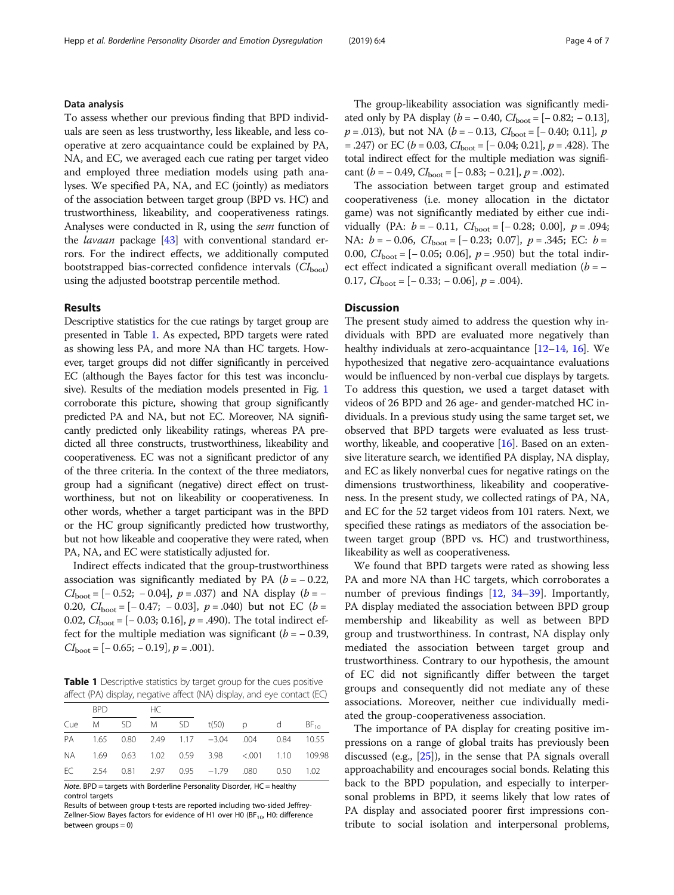## Data analysis

To assess whether our previous finding that BPD individuals are seen as less trustworthy, less likeable, and less cooperative at zero acquaintance could be explained by PA, NA, and EC, we averaged each cue rating per target video and employed three mediation models using path analyses. We specified PA, NA, and EC (jointly) as mediators of the association between target group (BPD vs. HC) and trustworthiness, likeability, and cooperativeness ratings. Analyses were conducted in R, using the *sem* function of the *lavaan* package [43] with conventional standard errors. For the indirect effects, we additionally computed bootstrapped bias-corrected confidence intervals ($CI_{boot}$) using the adjusted bootstrap percentile method.

## Results

Descriptive statistics for the cue ratings by target group are presented in Table 1. As expected, BPD targets were rated as showing less PA, and more NA than HC targets. However, target groups did not differ significantly in perceived EC (although the Bayes factor for this test was inconclusive). Results of the mediation models presented in Fig. 1 corroborate this picture, showing that group significantly predicted PA and NA, but not EC. Moreover, NA significantly predicted only likeability ratings, whereas PA predicted all three constructs, trustworthiness, likeability and cooperativeness. EC was not a significant predictor of any of the three criteria. In the context of the three mediators, group had a significant (negative) direct effect on trustworthiness, but not on likeability or cooperativeness. In other words, whether a target participant was in the BPD or the HC group significantly predicted how trustworthy, but not how likeable and cooperative they were rated, when PA, NA, and EC were statistically adjusted for.

Indirect effects indicated that the group-trustworthiness association was significantly mediated by PA ($b = -0.22$, $CI_{boot} = [-0.52; -0.04]$, $p = .037$) and NA display ($b = -0.20$, $CI_{boot} = [-0.47; -0.03]$, $p = .040$) but not EC ($b = 0.02$, $CI_{boot} = [-0.03; 0.16]$, $p = .490$). The total indirect effect for the multiple mediation was significant ($b = -0.39$, $CI_{boot} = [-0.65; -0.19]$, $p = .001$).

**Table 1** Descriptive statistics by target group for the cues positive affect (PA) display, negative affect (NA) display, and eye contact (EC)

| | BPD | | HC | | | | | |
|---|---|---|---|---|---|---|---|---|
| Cue | M | SD | M | SD | t(50) | p | d | $BF_{10}$ |
| PA | 1.65 | 0.80 | 2.49 | 1.17 | −3.04 | .004 | 0.84 | 10.55 |
| NA | 1.69 | 0.63 | 1.02 | 0.59 | 3.98 | <.001 | 1.10 | 109.98 |
| EC | 2.54 | 0.81 | 2.97 | 0.95 | −1.79 | .080 | 0.50 | 1.02 |

*Note.* BPD = targets with Borderline Personality Disorder, HC = healthy control targets
Results of between group t-tests are reported including two-sided Jeffrey-Zellner-Siow Bayes factors for evidence of H1 over H0 ($BF_{10}$, H0: difference between groups = 0)

The group-likeability association was significantly mediated only by PA display ($b = -0.40$, $CI_{boot} = [-0.82; -0.13]$, $p = .013$), but not NA ($b = -0.13$, $CI_{boot} = [-0.40; 0.11]$, $p = .247$) or EC ($b = 0.03$, $CI_{boot} = [-0.04; 0.21]$, $p = .428$). The total indirect effect for the multiple mediation was significant ($b = -0.49$, $CI_{boot} = [-0.83; -0.21]$, $p = .002$).

The association between target group and estimated cooperativeness (i.e. money allocation in the dictator game) was not significantly mediated by either cue individually (PA: $b = -0.11$, $CI_{boot} = [-0.28; 0.00]$, $p = .094$; NA: $b = -0.06$, $CI_{boot} = [-0.23; 0.07]$, $p = .345$; EC: $b = 0.00$, $CI_{boot} = [-0.05; 0.06]$, $p = .950$) but the total indirect effect indicated a significant overall mediation ($b = -0.17$, $CI_{boot} = [-0.33; -0.06]$, $p = .004$).

## Discussion

The present study aimed to address the question why individuals with BPD are evaluated more negatively than healthy individuals at zero-acquaintance [12–14, 16]. We hypothesized that negative zero-acquaintance evaluations would be influenced by non-verbal cue displays by targets. To address this question, we used a target dataset with videos of 26 BPD and 26 age- and gender-matched HC individuals. In a previous study using the same target set, we observed that BPD targets were evaluated as less trustworthy, likeable, and cooperative [16]. Based on an extensive literature search, we identified PA display, NA display, and EC as likely nonverbal cues for negative ratings on the dimensions trustworthiness, likeability and cooperativeness. In the present study, we collected ratings of PA, NA, and EC for the 52 target videos from 101 raters. Next, we specified these ratings as mediators of the association between target group (BPD vs. HC) and trustworthiness, likeability as well as cooperativeness.

We found that BPD targets were rated as showing less PA and more NA than HC targets, which corroborates a number of previous findings [12, 34–39]. Importantly, PA display mediated the association between BPD group membership and likeability as well as between BPD group and trustworthiness. In contrast, NA display only mediated the association between target group and trustworthiness. Contrary to our hypothesis, the amount of EC did not significantly differ between the target groups and consequently did not mediate any of these associations. Moreover, neither cue individually mediated the group-cooperativeness association.

The importance of PA display for creating positive impressions on a range of global traits has previously been discussed (e.g., [25]), in the sense that PA signals overall approachability and encourages social bonds. Relating this back to the BPD population, and especially to interpersonal problems in BPD, it seems likely that low rates of PA display and associated poorer first impressions contribute to social isolation and interpersonal problems,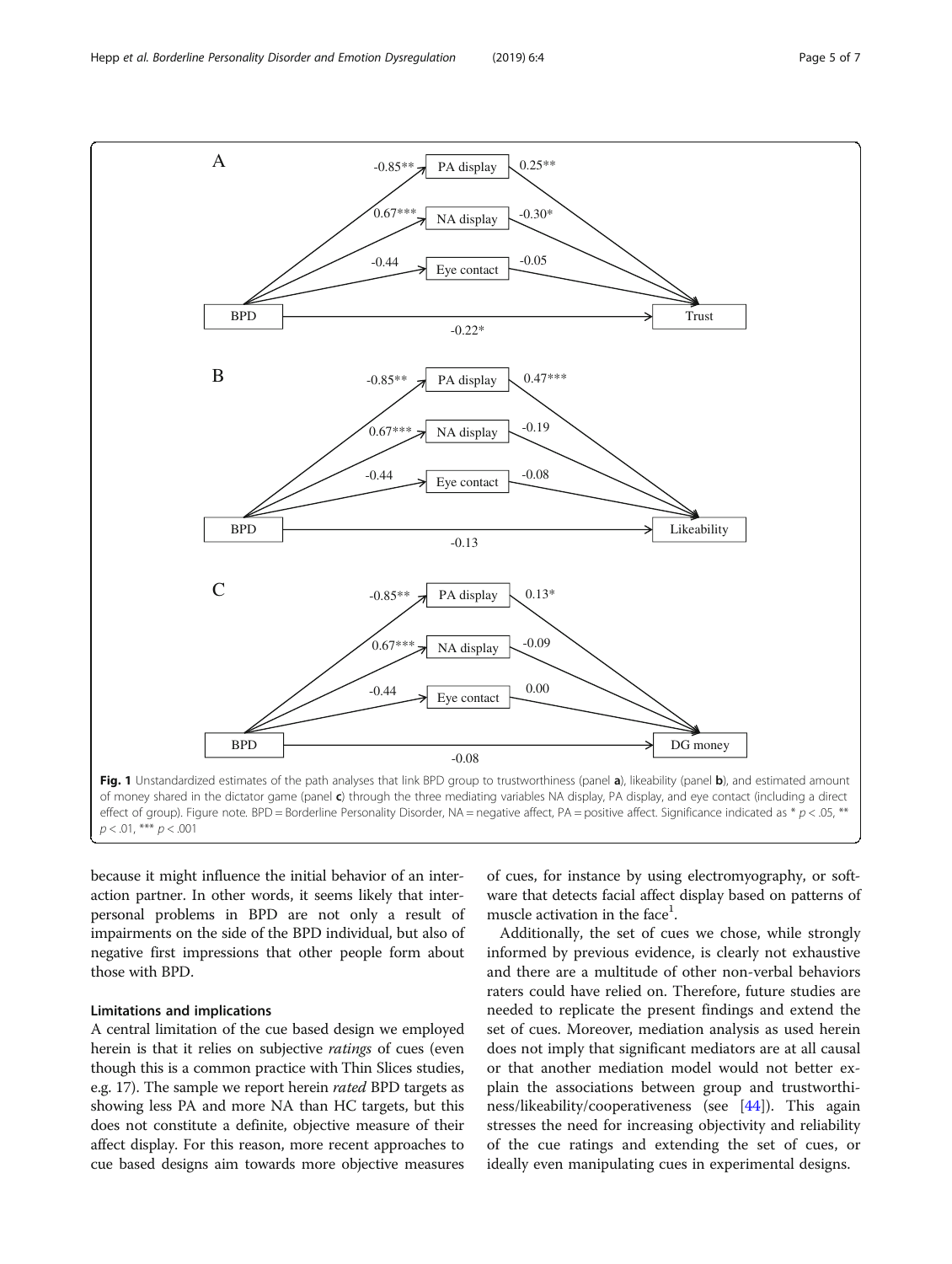**Fig. 1** Unstandardized estimates of the path analyses that link BPD group to trustworthiness (panel **a**), likeability (panel **b**), and estimated amount of money shared in the dictator game (panel **c**) through the three mediating variables NA display, PA display, and eye contact (including a direct effect of group). Figure note. BPD = Borderline Personality Disorder, NA = negative affect, PA = positive affect. Significance indicated as * $p < .05$, ** $p < .01$, *** $p < .001$

because it might influence the initial behavior of an interaction partner. In other words, it seems likely that interpersonal problems in BPD are not only a result of impairments on the side of the BPD individual, but also of negative first impressions that other people form about those with BPD.

### Limitations and implications

A central limitation of the cue based design we employed herein is that it relies on subjective *ratings* of cues (even though this is a common practice with Thin Slices studies, e.g. 17). The sample we report herein *rated* BPD targets as showing less PA and more NA than HC targets, but this does not constitute a definite, objective measure of their affect display. For this reason, more recent approaches to cue based designs aim towards more objective measures of cues, for instance by using electromyography, or software that detects facial affect display based on patterns of muscle activation in the face[1].

Additionally, the set of cues we chose, while strongly informed by previous evidence, is clearly not exhaustive and there are a multitude of other non-verbal behaviors raters could have relied on. Therefore, future studies are needed to replicate the present findings and extend the set of cues. Moreover, mediation analysis as used herein does not imply that significant mediators are at all causal or that another mediation model would not better explain the associations between group and trustworthiness/likeability/cooperativeness (see [44]). This again stresses the need for increasing objectivity and reliability of the cue ratings and extending the set of cues, or ideally even manipulating cues in experimental designs.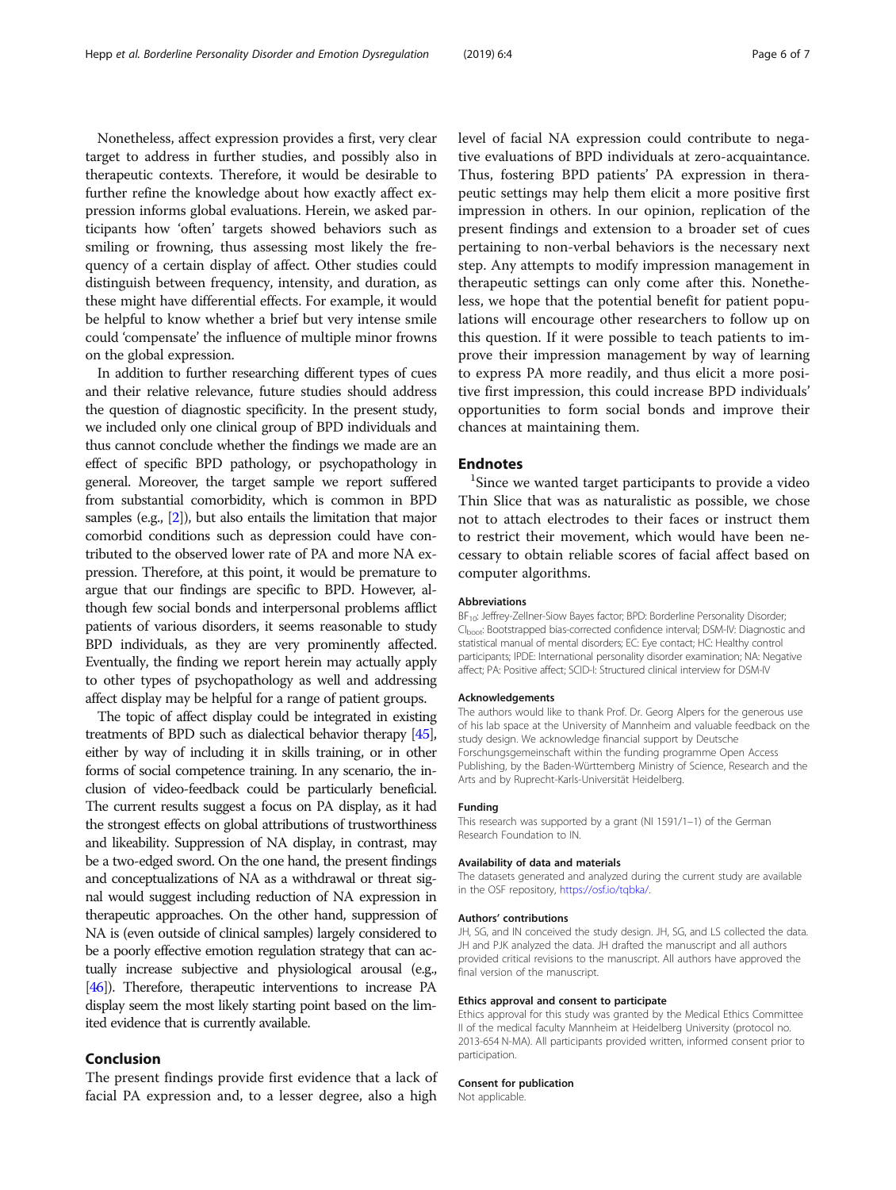Nonetheless, affect expression provides a first, very clear target to address in further studies, and possibly also in therapeutic contexts. Therefore, it would be desirable to further refine the knowledge about how exactly affect expression informs global evaluations. Herein, we asked participants how 'often' targets showed behaviors such as smiling or frowning, thus assessing most likely the frequency of a certain display of affect. Other studies could distinguish between frequency, intensity, and duration, as these might have differential effects. For example, it would be helpful to know whether a brief but very intense smile could 'compensate' the influence of multiple minor frowns on the global expression.

In addition to further researching different types of cues and their relative relevance, future studies should address the question of diagnostic specificity. In the present study, we included only one clinical group of BPD individuals and thus cannot conclude whether the findings we made are an effect of specific BPD pathology, or psychopathology in general. Moreover, the target sample we report suffered from substantial comorbidity, which is common in BPD samples (e.g., [2]), but also entails the limitation that major comorbid conditions such as depression could have contributed to the observed lower rate of PA and more NA expression. Therefore, at this point, it would be premature to argue that our findings are specific to BPD. However, although few social bonds and interpersonal problems afflict patients of various disorders, it seems reasonable to study BPD individuals, as they are very prominently affected. Eventually, the finding we report herein may actually apply to other types of psychopathology as well and addressing affect display may be helpful for a range of patient groups.

The topic of affect display could be integrated in existing treatments of BPD such as dialectical behavior therapy [45], either by way of including it in skills training, or in other forms of social competence training. In any scenario, the inclusion of video-feedback could be particularly beneficial. The current results suggest a focus on PA display, as it had the strongest effects on global attributions of trustworthiness and likeability. Suppression of NA display, in contrast, may be a two-edged sword. On the one hand, the present findings and conceptualizations of NA as a withdrawal or threat signal would suggest including reduction of NA expression in therapeutic approaches. On the other hand, suppression of NA is (even outside of clinical samples) largely considered to be a poorly effective emotion regulation strategy that can actually increase subjective and physiological arousal (e.g., [46]). Therefore, therapeutic interventions to increase PA display seem the most likely starting point based on the limited evidence that is currently available.

## Conclusion

The present findings provide first evidence that a lack of facial PA expression and, to a lesser degree, also a high level of facial NA expression could contribute to negative evaluations of BPD individuals at zero-acquaintance. Thus, fostering BPD patients' PA expression in therapeutic settings may help them elicit a more positive first impression in others. In our opinion, replication of the present findings and extension to a broader set of cues pertaining to non-verbal behaviors is the necessary next step. Any attempts to modify impression management in therapeutic settings can only come after this. Nonetheless, we hope that the potential benefit for patient populations will encourage other researchers to follow up on this question. If it were possible to teach patients to improve their impression management by way of learning to express PA more readily, and thus elicit a more positive first impression, this could increase BPD individuals' opportunities to form social bonds and improve their chances at maintaining them.

## Endnotes

[1] Since we wanted target participants to provide a video Thin Slice that was as naturalistic as possible, we chose not to attach electrodes to their faces or instruct them to restrict their movement, which would have been necessary to obtain reliable scores of facial affect based on computer algorithms.

#### Abbreviations

$BF_{10}$: Jeffrey-Zellner-Siow Bayes factor; BPD: Borderline Personality Disorder; $CI_{boot}$: Bootstrapped bias-corrected confidence interval; DSM-IV: Diagnostic and statistical manual of mental disorders; EC: Eye contact; HC: Healthy control participants; IPDE: International personality disorder examination; NA: Negative affect; PA: Positive affect; SCID-I: Structured clinical interview for DSM-IV

#### Acknowledgements

The authors would like to thank Prof. Dr. Georg Alpers for the generous use of his lab space at the University of Mannheim and valuable feedback on the study design. We acknowledge financial support by Deutsche Forschungsgemeinschaft within the funding programme Open Access Publishing, by the Baden-Württemberg Ministry of Science, Research and the Arts and by Ruprecht-Karls-Universität Heidelberg.

#### Funding

This research was supported by a grant (NI 1591/1–1) of the German Research Foundation to IN.

#### Availability of data and materials

The datasets generated and analyzed during the current study are available in the OSF repository, https://osf.io/tqbka/.

#### Authors' contributions

JH, SG, and IN conceived the study design. JH, SG, and LS collected the data. JH and PJK analyzed the data. JH drafted the manuscript and all authors provided critical revisions to the manuscript. All authors have approved the final version of the manuscript.

#### Ethics approval and consent to participate

Ethics approval for this study was granted by the Medical Ethics Committee II of the medical faculty Mannheim at Heidelberg University (protocol no. 2013-654 N-MA). All participants provided written, informed consent prior to participation.

#### Consent for publication

Not applicable.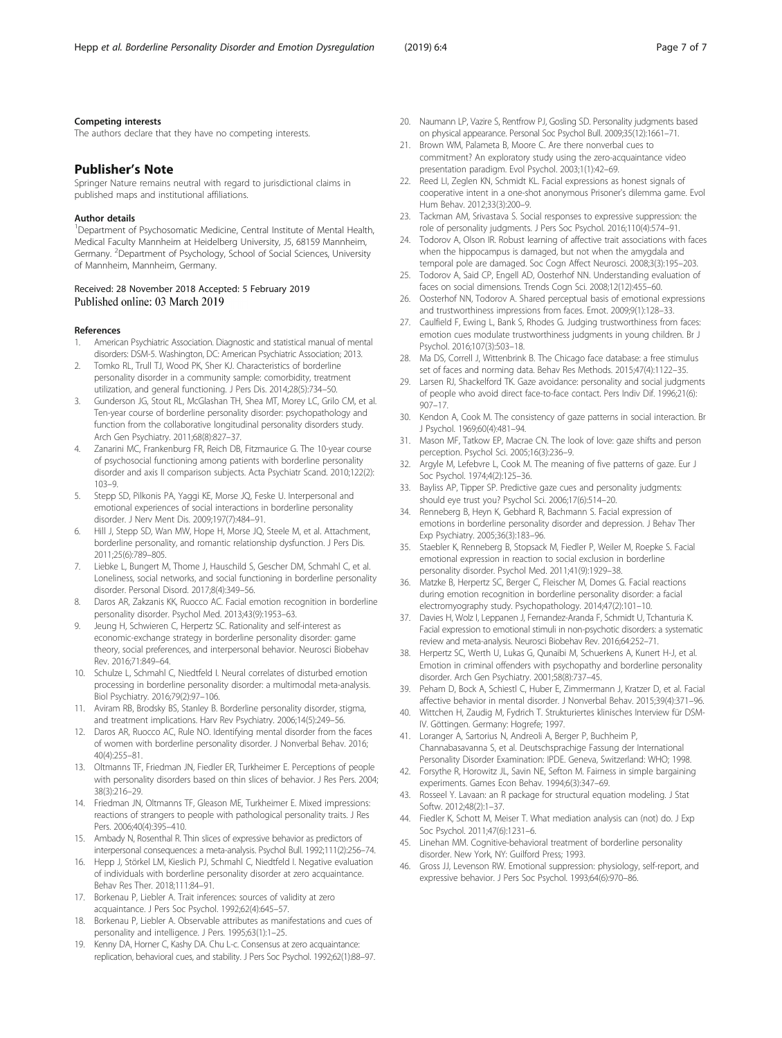#### Competing interests

The authors declare that they have no competing interests.

## Publisher's Note

Springer Nature remains neutral with regard to jurisdictional claims in published maps and institutional affiliations.

#### Author details

[1]Department of Psychosomatic Medicine, Central Institute of Mental Health, Medical Faculty Mannheim at Heidelberg University, J5, 68159 Mannheim, Germany. [2]Department of Psychology, School of Social Sciences, University of Mannheim, Mannheim, Germany.

Received: 28 November 2018 Accepted: 5 February 2019
Published online: 03 March 2019

#### References

1. American Psychiatric Association. Diagnostic and statistical manual of mental disorders: DSM-5. Washington, DC: American Psychiatric Association; 2013.
2. Tomko RL, Trull TJ, Wood PK, Sher KJ. Characteristics of borderline personality disorder in a community sample: comorbidity, treatment utilization, and general functioning. J Pers Dis. 2014;28(5):734–50.
3. Gunderson JG, Stout RL, McGlashan TH, Shea MT, Morey LC, Grilo CM, et al. Ten-year course of borderline personality disorder: psychopathology and function from the collaborative longitudinal personality disorders study. Arch Gen Psychiatry. 2011;68(8):827–37.
4. Zanarini MC, Frankenburg FR, Reich DB, Fitzmaurice G. The 10-year course of psychosocial functioning among patients with borderline personality disorder and axis II comparison subjects. Acta Psychiatr Scand. 2010;122(2): 103–9.
5. Stepp SD, Pilkonis PA, Yaggi KE, Morse JQ, Feske U. Interpersonal and emotional experiences of social interactions in borderline personality disorder. J Nerv Ment Dis. 2009;197(7):484–91.
6. Hill J, Stepp SD, Wan MW, Hope H, Morse JQ, Steele M, et al. Attachment, borderline personality, and romantic relationship dysfunction. J Pers Dis. 2011;25(6):789–805.
7. Liebke L, Bungert M, Thome J, Hauschild S, Gescher DM, Schmahl C, et al. Loneliness, social networks, and social functioning in borderline personality disorder. Personal Disord. 2017;8(4):349–56.
8. Daros AR, Zakzanis KK, Ruocco AC. Facial emotion recognition in borderline personality disorder. Psychol Med. 2013;43(9):1953–63.
9. Jeung H, Schwieren C, Herpertz SC. Rationality and self-interest as economic-exchange strategy in borderline personality disorder: game theory, social preferences, and interpersonal behavior. Neurosci Biobehav Rev. 2016;71:849–64.
10. Schulze L, Schmahl C, Niedtfeld I. Neural correlates of disturbed emotion processing in borderline personality disorder: a multimodal meta-analysis. Biol Psychiatry. 2016;79(2):97–106.
11. Aviram RB, Brodsky BS, Stanley B. Borderline personality disorder, stigma, and treatment implications. Harv Rev Psychiatry. 2006;14(5):249–56.
12. Daros AR, Ruocco AC, Rule NO. Identifying mental disorder from the faces of women with borderline personality disorder. J Nonverbal Behav. 2016; 40(4):255–81.
13. Oltmanns TF, Friedman JN, Fiedler ER, Turkheimer E. Perceptions of people with personality disorders based on thin slices of behavior. J Res Pers. 2004; 38(3):216–29.
14. Friedman JN, Oltmanns TF, Gleason ME, Turkheimer E. Mixed impressions: reactions of strangers to people with pathological personality traits. J Res Pers. 2006;40(4):395–410.
15. Ambady N, Rosenthal R. Thin slices of expressive behavior as predictors of interpersonal consequences: a meta-analysis. Psychol Bull. 1992;111(2):256–74.
16. Hepp J, Störkel LM, Kieslich PJ, Schmahl C, Niedtfeld I. Negative evaluation of individuals with borderline personality disorder at zero acquaintance. Behav Res Ther. 2018;111:84–91.
17. Borkenau P, Liebler A. Trait inferences: sources of validity at zero acquaintance. J Pers Soc Psychol. 1992;62(4):645–57.
18. Borkenau P, Liebler A. Observable attributes as manifestations and cues of personality and intelligence. J Pers. 1995;63(1):1–25.
19. Kenny DA, Horner C, Kashy DA. Chu L-c. Consensus at zero acquaintance: replication, behavioral cues, and stability. J Pers Soc Psychol. 1992;62(1):88–97.
20. Naumann LP, Vazire S, Rentfrow PJ, Gosling SD. Personality judgments based on physical appearance. Personal Soc Psychol Bull. 2009;35(12):1661–71.
21. Brown WM, Palameta B, Moore C. Are there nonverbal cues to commitment? An exploratory study using the zero-acquaintance video presentation paradigm. Evol Psychol. 2003;1(1):42–69.
22. Reed LI, Zeglen KN, Schmidt KL. Facial expressions as honest signals of cooperative intent in a one-shot anonymous Prisoner's dilemma game. Evol Hum Behav. 2012;33(3):200–9.
23. Tackman AM, Srivastava S. Social responses to expressive suppression: the role of personality judgments. J Pers Soc Psychol. 2016;110(4):574–91.
24. Todorov A, Olson IR. Robust learning of affective trait associations with faces when the hippocampus is damaged, but not when the amygdala and temporal pole are damaged. Soc Cogn Affect Neurosci. 2008;3(3):195–203.
25. Todorov A, Said CP, Engell AD, Oosterhof NN. Understanding evaluation of faces on social dimensions. Trends Cogn Sci. 2008;12(12):455–60.
26. Oosterhof NN, Todorov A. Shared perceptual basis of emotional expressions and trustworthiness impressions from faces. Emot. 2009;9(1):128–33.
27. Caulfield F, Ewing L, Bank S, Rhodes G. Judging trustworthiness from faces: emotion cues modulate trustworthiness judgments in young children. Br J Psychol. 2016;107(3):503–18.
28. Ma DS, Correll J, Wittenbrink B. The Chicago face database: a free stimulus set of faces and norming data. Behav Res Methods. 2015;47(4):1122–35.
29. Larsen RJ, Shackelford TK. Gaze avoidance: personality and social judgments of people who avoid direct face-to-face contact. Pers Indiv Dif. 1996;21(6): 907–17.
30. Kendon A, Cook M. The consistency of gaze patterns in social interaction. Br J Psychol. 1969;60(4):481–94.
31. Mason MF, Tatkow EP, Macrae CN. The look of love: gaze shifts and person perception. Psychol Sci. 2005;16(3):236–9.
32. Argyle M, Lefebvre L, Cook M. The meaning of five patterns of gaze. Eur J Soc Psychol. 1974;4(2):125–36.
33. Bayliss AP, Tipper SP. Predictive gaze cues and personality judgments: should eye trust you? Psychol Sci. 2006;17(6):514–20.
34. Renneberg B, Heyn K, Gebhard R, Bachmann S. Facial expression of emotions in borderline personality disorder and depression. J Behav Ther Exp Psychiatry. 2005;36(3):183–96.
35. Staebler K, Renneberg B, Stopsack M, Fiedler P, Weiler M, Roepke S. Facial emotional expression in reaction to social exclusion in borderline personality disorder. Psychol Med. 2011;41(9):1929–38.
36. Matzke B, Herpertz SC, Berger C, Fleischer M, Domes G. Facial reactions during emotion recognition in borderline personality disorder: a facial electromyography study. Psychopathology. 2014;47(2):101–10.
37. Davies H, Wolz I, Leppanen J, Fernandez-Aranda F, Schmidt U, Tchanturia K. Facial expression to emotional stimuli in non-psychotic disorders: a systematic review and meta-analysis. Neurosci Biobehav Rev. 2016;64:252–71.
38. Herpertz SC, Werth U, Lukas G, Qunaibi M, Schuerkens A, Kunert H-J, et al. Emotion in criminal offenders with psychopathy and borderline personality disorder. Arch Gen Psychiatry. 2001;58(8):737–45.
39. Peham D, Bock A, Schiestl C, Huber E, Zimmermann J, Kratzer D, et al. Facial affective behavior in mental disorder. J Nonverbal Behav. 2015;39(4):371–96.
40. Wittchen H, Zaudig M, Fydrich T. Strukturiertes klinisches Interview für DSM-IV. Göttingen. Germany: Hogrefe; 1997.
41. Loranger A, Sartorius N, Andreoli A, Berger P, Buchheim P, Channabasavanna S, et al. Deutschsprachige Fassung der International Personality Disorder Examination: IPDE. Geneva, Switzerland: WHO; 1998.
42. Forsythe R, Horowitz JL, Savin NE, Sefton M. Fairness in simple bargaining experiments. Games Econ Behav. 1994;6(3):347–69.
43. Rosseel Y. Lavaan: an R package for structural equation modeling. J Stat Softw. 2012;48(2):1–37.
44. Fiedler K, Schott M, Meiser T. What mediation analysis can (not) do. J Exp Soc Psychol. 2011;47(6):1231–6.
45. Linehan MM. Cognitive-behavioral treatment of borderline personality disorder. New York, NY: Guilford Press; 1993.
46. Gross JJ, Levenson RW. Emotional suppression: physiology, self-report, and expressive behavior. J Pers Soc Psychol. 1993;64(6):970–86.